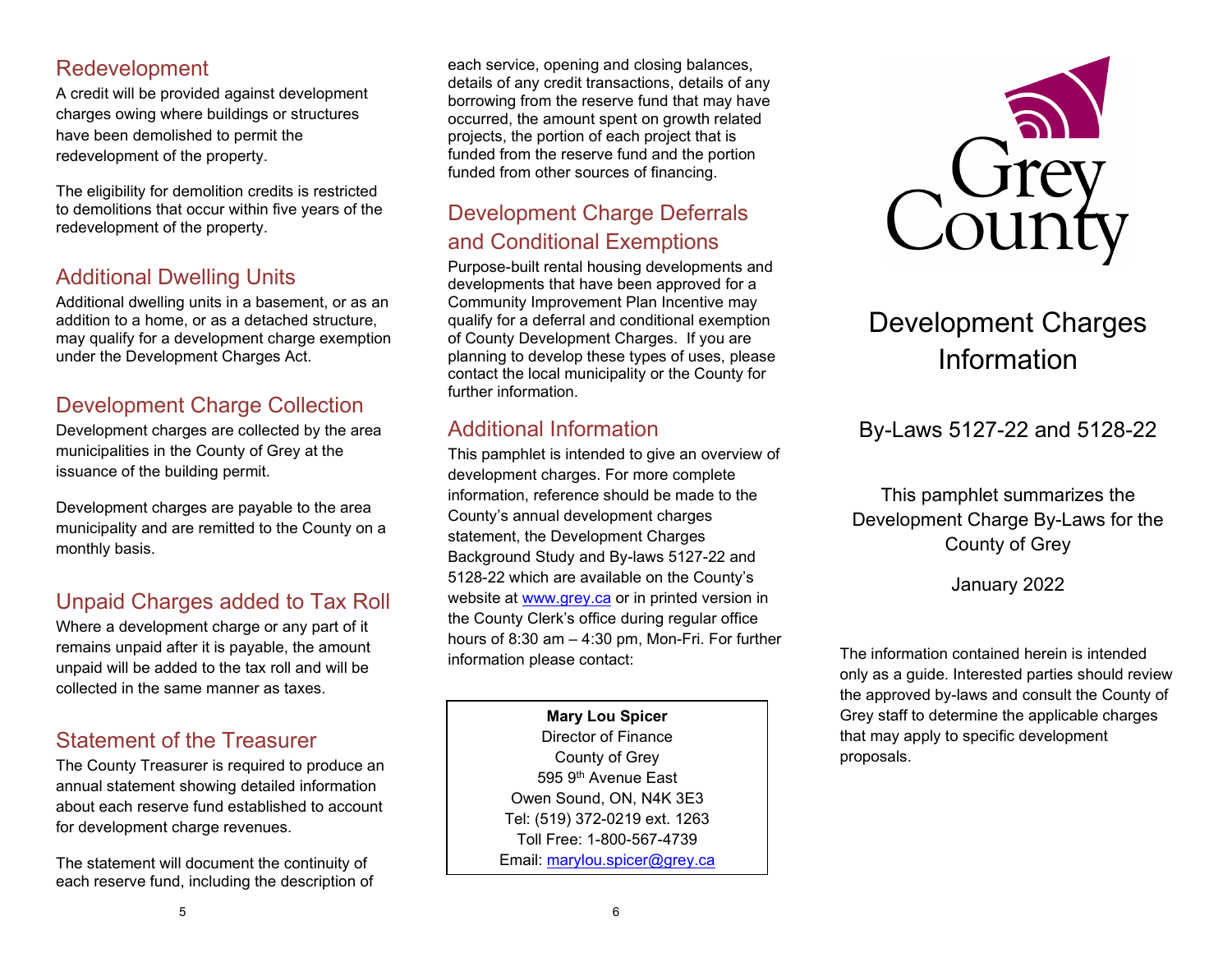## Redevelopment

A credit will be provided against development charges owing where buildings or structures have been demolished to permit the redevelopment of the property.

The eligibility for demolition credits is restricted to demolitions that occur within five years of the redevelopment of the property.

## Additional Dwelling Units

Additional dwelling units in a basement, or as an addition to a home, or as a detached structure, may qualify for a development charge exemption under the Development Charges Act.

## Development Charge Collection

Development charges are collected by the area municipalities in the County of Grey at the issuance of the building permit.

Development charges are payable to the area municipality and are remitted to the County on a monthly basis.

## Unpaid Charges added to Tax Roll

Where a development charge or any part of it remains unpaid after it is payable, the amount unpaid will be added to the tax roll and will be collected in the same manner as taxes.

## Statement of the Treasurer

The County Treasurer is required to produce an annual statement showing detailed information about each reserve fund established to account for development charge revenues.

The statement will document the continuity of each reserve fund, including the description of each service, opening and closing balances, details of any credit transactions, details of any borrowing from the reserve fund that may have occurred, the amount spent on growth related projects, the portion of each project that is funded from the reserve fund and the portion funded from other sources of financing.

## Development Charge Deferrals and Conditional Exemptions

Purpose-built rental housing developments and developments that have been approved for a Community Improvement Plan Incentive may qualify for a deferral and conditional exemption of County Development Charges. If you are planning to develop these types of uses, please contact the local municipality or the County for further information.

## Additional Information

This pamphlet is intended to give an overview of development charges. For more complete information, reference should be made to the County's annual development charges statement, the Development Charges Background Study and By-laws 5127-22 and 5128-22 which are available on the County's website at www.grey.ca or in printed version in the County Clerk's office during regular office hours of 8:30 am – 4:30 pm, Mon-Fri. For further information please contact:

**Mary Lou Spicer**
Director of Finance
County of Grey
595 9th Avenue East
Owen Sound, ON, N4K 3E3
Tel: (519) 372-0219 ext. 1263
Toll Free: 1-800-567-4739
Email: marylou.spicer@grey.ca

Grey County

# Development Charges Information

## By-Laws 5127-22 and 5128-22

This pamphlet summarizes the Development Charge By-Laws for the County of Grey

January 2022

The information contained herein is intended only as a guide. Interested parties should review the approved by-laws and consult the County of Grey staff to determine the applicable charges that may apply to specific development proposals.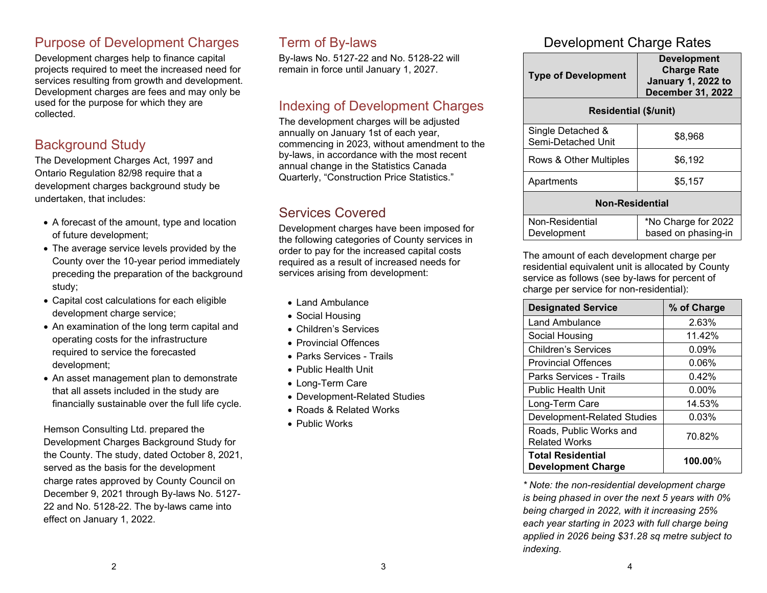## Purpose of Development Charges

Development charges help to finance capital projects required to meet the increased need for services resulting from growth and development. Development charges are fees and may only be used for the purpose for which they are collected.

## Background Study

The Development Charges Act, 1997 and Ontario Regulation 82/98 require that a development charges background study be undertaken, that includes:

- A forecast of the amount, type and location of future development;
- The average service levels provided by the County over the 10-year period immediately preceding the preparation of the background study;
- Capital cost calculations for each eligible development charge service;
- An examination of the long term capital and operating costs for the infrastructure required to service the forecasted development;
- An asset management plan to demonstrate that all assets included in the study are financially sustainable over the full life cycle.

Hemson Consulting Ltd. prepared the Development Charges Background Study for the County. The study, dated October 8, 2021, served as the basis for the development charge rates approved by County Council on December 9, 2021 through By-laws No. 5127-22 and No. 5128-22. The by-laws came into effect on January 1, 2022.

## Term of By-laws

By-laws No. 5127-22 and No. 5128-22 will remain in force until January 1, 2027.

## Indexing of Development Charges

The development charges will be adjusted annually on January 1st of each year, commencing in 2023, without amendment to the by-laws, in accordance with the most recent annual change in the Statistics Canada Quarterly, "Construction Price Statistics."

## Services Covered

Development charges have been imposed for the following categories of County services in order to pay for the increased capital costs required as a result of increased needs for services arising from development:

- Land Ambulance
- Social Housing
- Children's Services
- Provincial Offences
- Parks Services - Trails
- Public Health Unit
- Long-Term Care
- Development-Related Studies
- Roads & Related Works
- Public Works

## Development Charge Rates

| Type of Development | Development Charge Rate January 1, 2022 to December 31, 2022 |
|---|---|
| **Residential ($/unit)** | |
| Single Detached & Semi-Detached Unit | $8,968 |
| Rows & Other Multiples | $6,192 |
| Apartments | $5,157 |
| **Non-Residential** | |
| Non-Residential Development | *No Charge for 2022 based on phasing-in |

The amount of each development charge per residential equivalent unit is allocated by County service as follows (see by-laws for percent of charge per service for non-residential):

| Designated Service | % of Charge |
|---|---|
| Land Ambulance | 2.63% |
| Social Housing | 11.42% |
| Children's Services | 0.09% |
| Provincial Offences | 0.06% |
| Parks Services - Trails | 0.42% |
| Public Health Unit | 0.00% |
| Long-Term Care | 14.53% |
| Development-Related Studies | 0.03% |
| Roads, Public Works and Related Works | 70.82% |
| **Total Residential Development Charge** | **100.00**% |

*\* Note: the non-residential development charge is being phased in over the next 5 years with 0% being charged in 2022, with it increasing 25% each year starting in 2023 with full charge being applied in 2026 being $31.28 sq metre subject to indexing.*